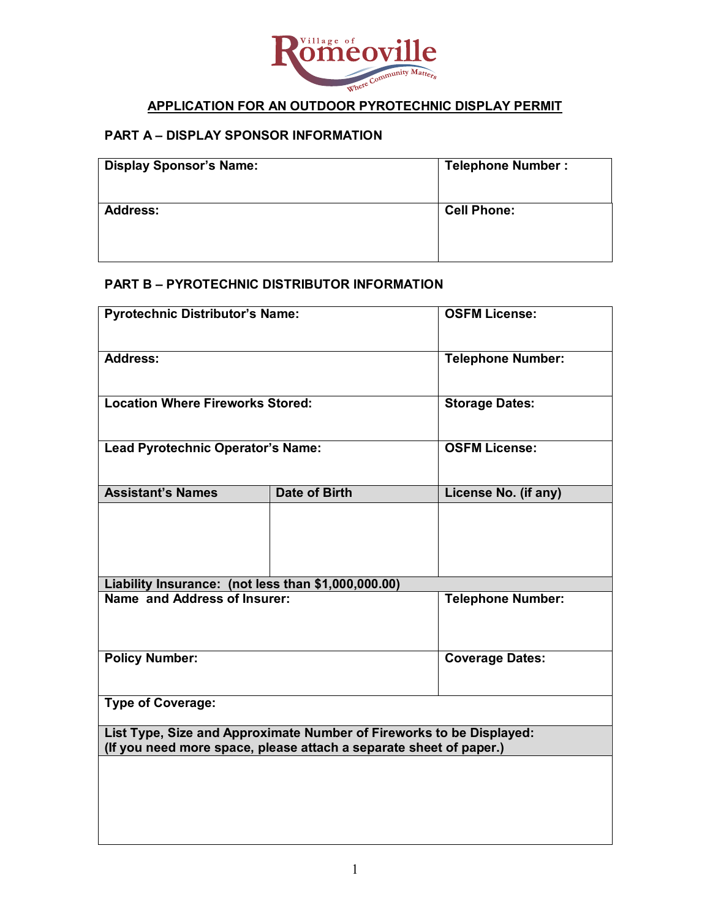Village of Romeoville
Where Community Matters

# APPLICATION FOR AN OUTDOOR PYROTECHNIC DISPLAY PERMIT

## PART A – DISPLAY SPONSOR INFORMATION

| **Display Sponsor's Name:** | **Telephone Number :** |
|---|---|
| **Address:** | **Cell Phone:** |

## PART B – PYROTECHNIC DISTRIBUTOR INFORMATION

| **Pyrotechnic Distributor's Name:** | | **OSFM License:** |
|---|---|---|
| **Address:** | | **Telephone Number:** |
| **Location Where Fireworks Stored:** | | **Storage Dates:** |
| **Lead Pyrotechnic Operator's Name:** | | **OSFM License:** |
| **Assistant's Names** | **Date of Birth** | **License No. (if any)** |
| | | |
| **Liability Insurance: (not less than $1,000,000.00)** | | |
| **Name and Address of Insurer:** | | **Telephone Number:** |
| **Policy Number:** | | **Coverage Dates:** |
| **Type of Coverage:** | | |
| **List Type, Size and Approximate Number of Fireworks to be Displayed: (If you need more space, please attach a separate sheet of paper.)** | | |
| | | |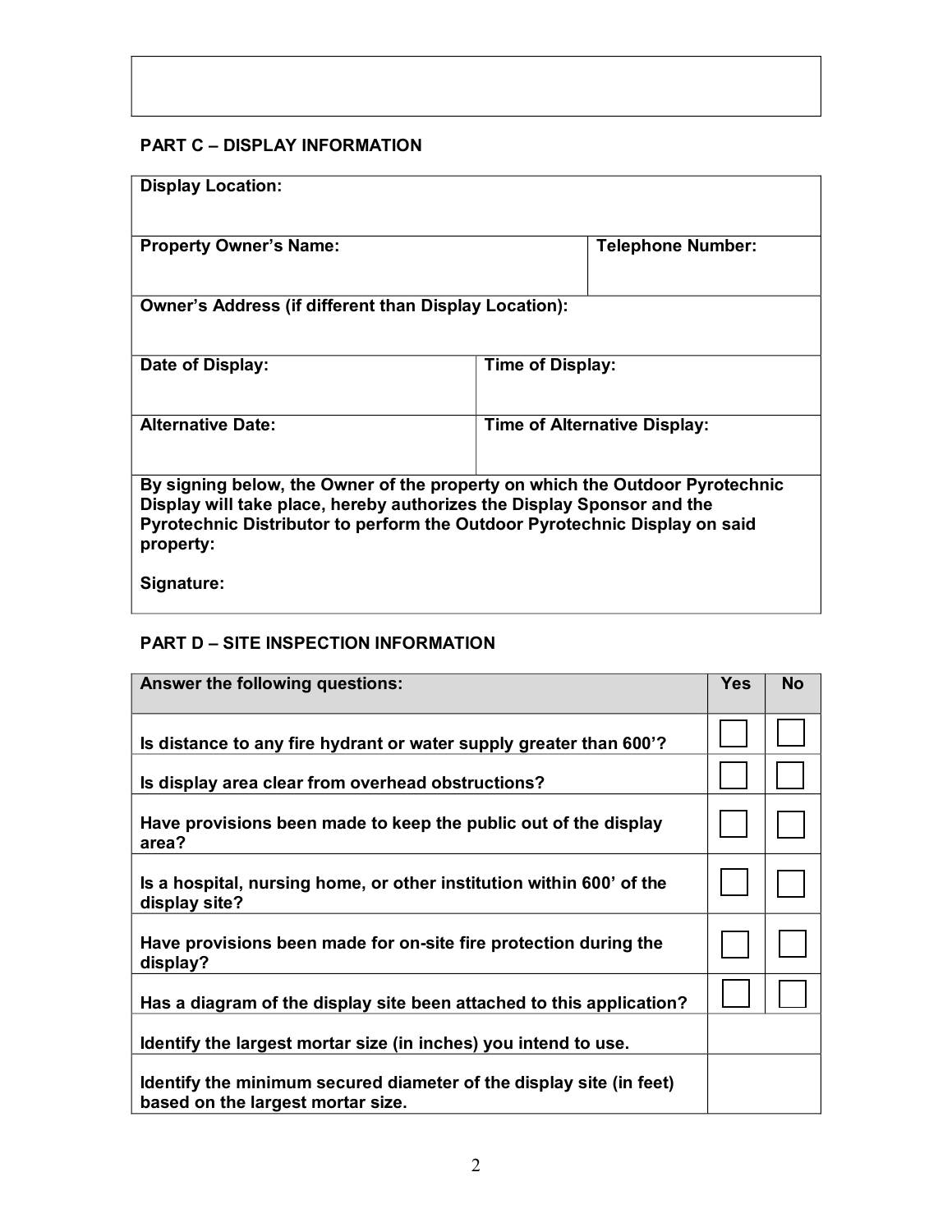## PART C – DISPLAY INFORMATION

| **Display Location:** | | |
|---|---|---|
| **Property Owner's Name:** | | **Telephone Number:** |
| **Owner's Address (if different than Display Location):** | | |
| **Date of Display:** | **Time of Display:** | |
| **Alternative Date:** | **Time of Alternative Display:** | |
| **By signing below, the Owner of the property on which the Outdoor Pyrotechnic Display will take place, hereby authorizes the Display Sponsor and the Pyrotechnic Distributor to perform the Outdoor Pyrotechnic Display on said property:**<br><br>**Signature:** | | |

## PART D – SITE INSPECTION INFORMATION

| **Answer the following questions:** | **Yes** | **No** |
|---|---|---|
| **Is distance to any fire hydrant or water supply greater than 600'?** | ☐ | ☐ |
| **Is display area clear from overhead obstructions?** | ☐ | ☐ |
| **Have provisions been made to keep the public out of the display area?** | ☐ | ☐ |
| **Is a hospital, nursing home, or other institution within 600' of the display site?** | ☐ | ☐ |
| **Have provisions been made for on-site fire protection during the display?** | ☐ | ☐ |
| **Has a diagram of the display site been attached to this application?** | ☐ | ☐ |
| **Identify the largest mortar size (in inches) you intend to use.** | | |
| **Identify the minimum secured diameter of the display site (in feet) based on the largest mortar size.** | | |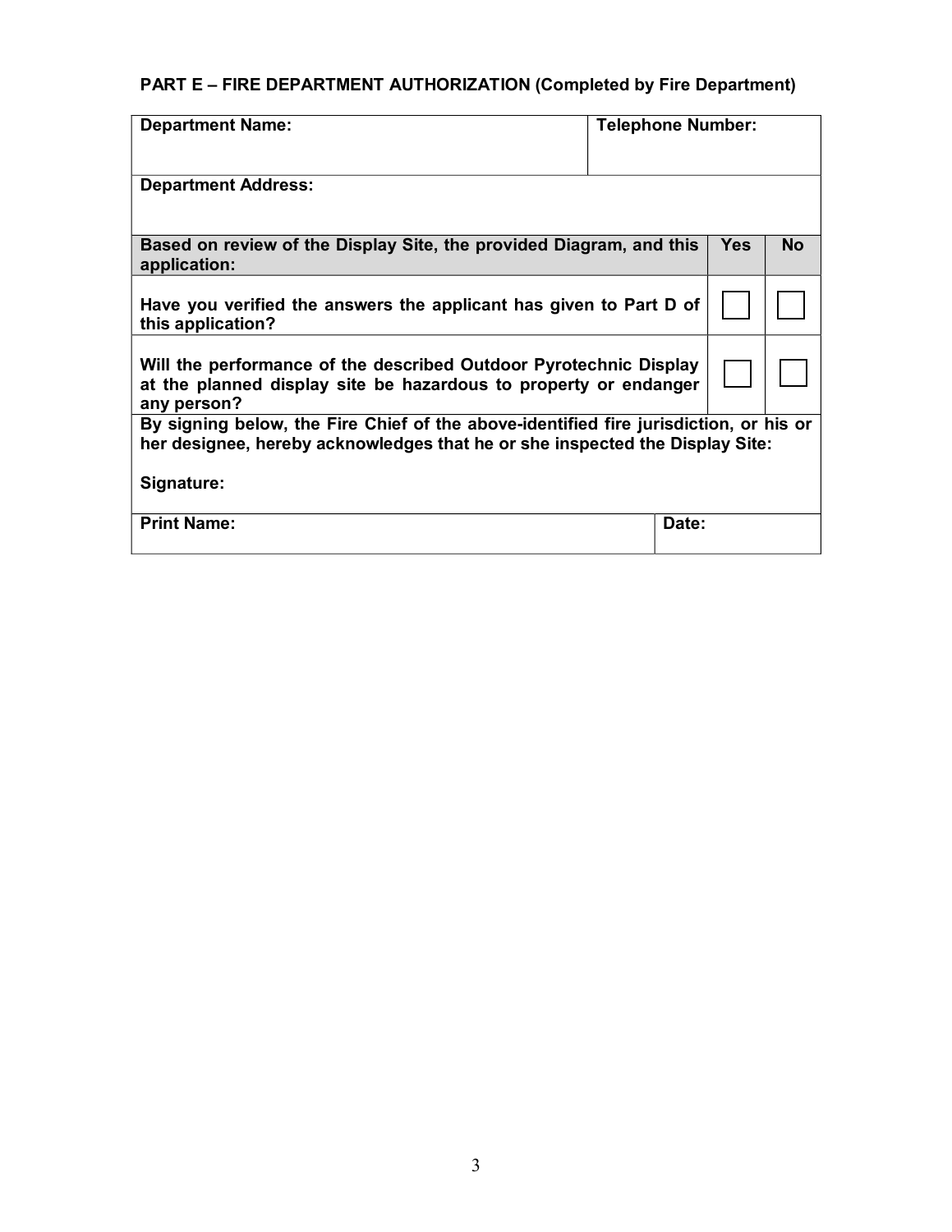## PART E – FIRE DEPARTMENT AUTHORIZATION (Completed by Fire Department)

| **Department Name:** | | | **Telephone Number:** |
|---|---|---|---|
| **Department Address:** | | | |
| **Based on review of the Display Site, the provided Diagram, and this application:** | **Yes** | **No** | |
| **Have you verified the answers the applicant has given to Part D of this application?** | ☐ | ☐ | |
| **Will the performance of the described Outdoor Pyrotechnic Display at the planned display site be hazardous to property or endanger any person?** | ☐ | ☐ | |
| **By signing below, the Fire Chief of the above-identified fire jurisdiction, or his or her designee, hereby acknowledges that he or she inspected the Display Site:** | | | |
| **Signature:** | | | |
| **Print Name:** | | | **Date:** |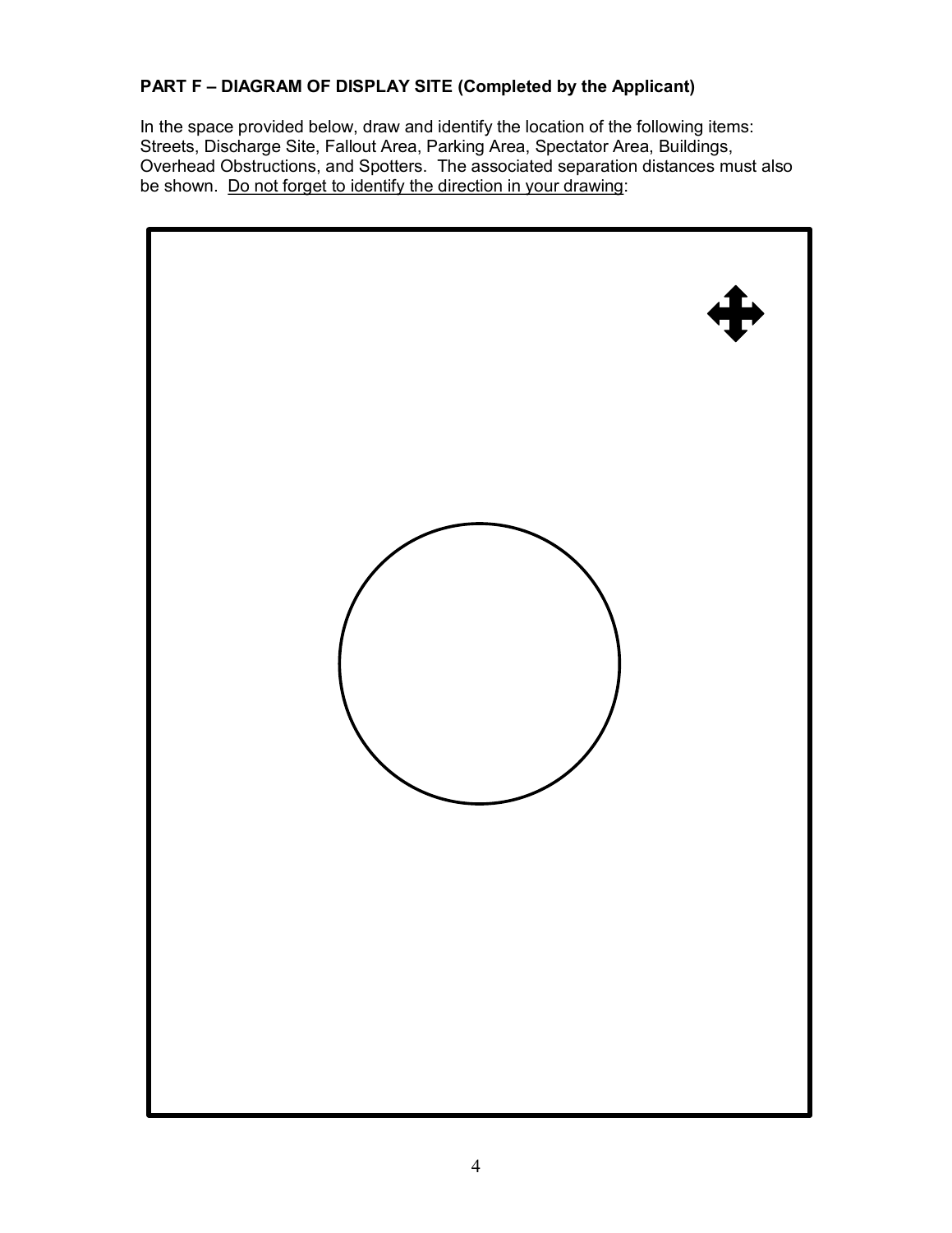**PART F – DIAGRAM OF DISPLAY SITE (Completed by the Applicant)**

In the space provided below, draw and identify the location of the following items: Streets, Discharge Site, Fallout Area, Parking Area, Spectator Area, Buildings, Overhead Obstructions, and Spotters. The associated separation distances must also be shown. Do not forget to identify the direction in your drawing: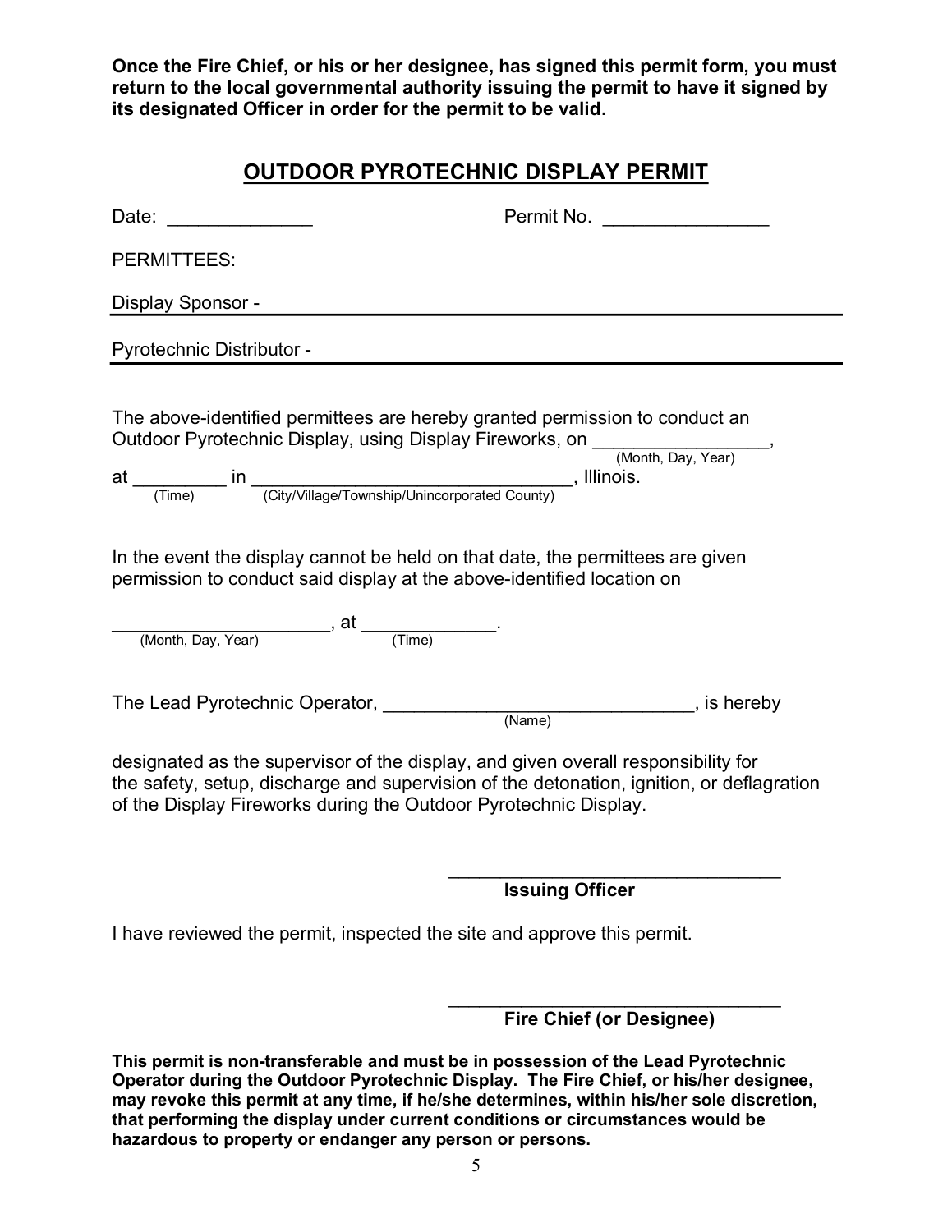**Once the Fire Chief, or his or her designee, has signed this permit form, you must return to the local governmental authority issuing the permit to have it signed by its designated Officer in order for the permit to be valid.**

## OUTDOOR PYROTECHNIC DISPLAY PERMIT

Date: ______________ Permit No. ________________

PERMITTEES:

Display Sponsor - ____________________________________________

Pyrotechnic Distributor - ____________________________________________

The above-identified permittees are hereby granted permission to conduct an Outdoor Pyrotechnic Display, using Display Fireworks, on ________________ (Month, Day, Year), at _________ (Time) in _______________________________ (City/Village/Township/Unincorporated County), Illinois.

In the event the display cannot be held on that date, the permittees are given permission to conduct said display at the above-identified location on

_____________________ (Month, Day, Year), at _____________ (Time).

The Lead Pyrotechnic Operator, ______________________________ (Name), is hereby designated as the supervisor of the display, and given overall responsibility for the safety, setup, discharge and supervision of the detonation, ignition, or deflagration of the Display Fireworks during the Outdoor Pyrotechnic Display.

________________________________
**Issuing Officer**

I have reviewed the permit, inspected the site and approve this permit.

________________________________
**Fire Chief (or Designee)**

**This permit is non-transferable and must be in possession of the Lead Pyrotechnic Operator during the Outdoor Pyrotechnic Display. The Fire Chief, or his/her designee, may revoke this permit at any time, if he/she determines, within his/her sole discretion, that performing the display under current conditions or circumstances would be hazardous to property or endanger any person or persons.**